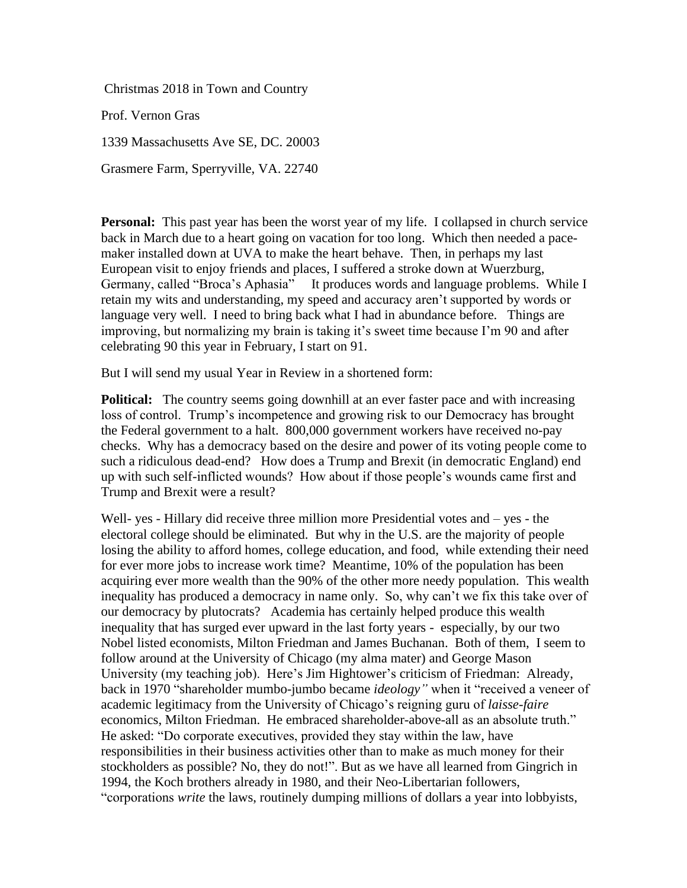Christmas 2018 in Town and Country

Prof. Vernon Gras

1339 Massachusetts Ave SE, DC. 20003

Grasmere Farm, Sperryville, VA. 22740

**Personal:** This past year has been the worst year of my life. I collapsed in church service back in March due to a heart going on vacation for too long. Which then needed a pace-maker installed down at UVA to make the heart behave. Then, in perhaps my last European visit to enjoy friends and places, I suffered a stroke down at Wuerzburg, Germany, called "Broca's Aphasia" It produces words and language problems. While I retain my wits and understanding, my speed and accuracy aren't supported by words or language very well. I need to bring back what I had in abundance before. Things are improving, but normalizing my brain is taking it's sweet time because I'm 90 and after celebrating 90 this year in February, I start on 91.

But I will send my usual Year in Review in a shortened form:

**Political:** The country seems going downhill at an ever faster pace and with increasing loss of control. Trump's incompetence and growing risk to our Democracy has brought the Federal government to a halt. 800,000 government workers have received no-pay checks. Why has a democracy based on the desire and power of its voting people come to such a ridiculous dead-end? How does a Trump and Brexit (in democratic England) end up with such self-inflicted wounds? How about if those people's wounds came first and Trump and Brexit were a result?

Well- yes - Hillary did receive three million more Presidential votes and – yes - the electoral college should be eliminated. But why in the U.S. are the majority of people losing the ability to afford homes, college education, and food, while extending their need for ever more jobs to increase work time? Meantime, 10% of the population has been acquiring ever more wealth than the 90% of the other more needy population. This wealth inequality has produced a democracy in name only. So, why can't we fix this take over of our democracy by plutocrats? Academia has certainly helped produce this wealth inequality that has surged ever upward in the last forty years - especially, by our two Nobel listed economists, Milton Friedman and James Buchanan. Both of them, I seem to follow around at the University of Chicago (my alma mater) and George Mason University (my teaching job). Here's Jim Hightower's criticism of Friedman: Already, back in 1970 "shareholder mumbo-jumbo became *ideology"* when it "received a veneer of academic legitimacy from the University of Chicago's reigning guru of *laisse-faire* economics, Milton Friedman. He embraced shareholder-above-all as an absolute truth." He asked: "Do corporate executives, provided they stay within the law, have responsibilities in their business activities other than to make as much money for their stockholders as possible? No, they do not!". But as we have all learned from Gingrich in 1994, the Koch brothers already in 1980, and their Neo-Libertarian followers, "corporations *write* the laws, routinely dumping millions of dollars a year into lobbyists,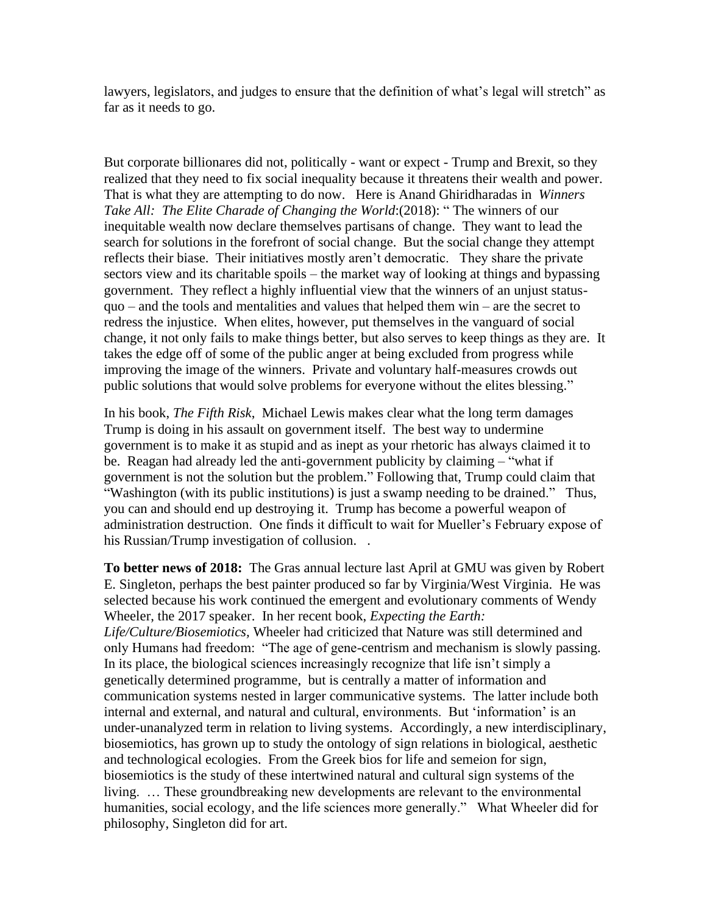lawyers, legislators, and judges to ensure that the definition of what's legal will stretch" as far as it needs to go.

But corporate billionares did not, politically - want or expect - Trump and Brexit, so they realized that they need to fix social inequality because it threatens their wealth and power. That is what they are attempting to do now. Here is Anand Ghiridharadas in *Winners Take All: The Elite Charade of Changing the World*:(2018): " The winners of our inequitable wealth now declare themselves partisans of change. They want to lead the search for solutions in the forefront of social change. But the social change they attempt reflects their biase. Their initiatives mostly aren't democratic. They share the private sectors view and its charitable spoils – the market way of looking at things and bypassing government. They reflect a highly influential view that the winners of an unjust status-quo – and the tools and mentalities and values that helped them win – are the secret to redress the injustice. When elites, however, put themselves in the vanguard of social change, it not only fails to make things better, but also serves to keep things as they are. It takes the edge off of some of the public anger at being excluded from progress while improving the image of the winners. Private and voluntary half-measures crowds out public solutions that would solve problems for everyone without the elites blessing."

In his book, *The Fifth Risk*, Michael Lewis makes clear what the long term damages Trump is doing in his assault on government itself. The best way to undermine government is to make it as stupid and as inept as your rhetoric has always claimed it to be. Reagan had already led the anti-government publicity by claiming – "what if government is not the solution but the problem." Following that, Trump could claim that "Washington (with its public institutions) is just a swamp needing to be drained." Thus, you can and should end up destroying it. Trump has become a powerful weapon of administration destruction. One finds it difficult to wait for Mueller's February expose of his Russian/Trump investigation of collusion. .

**To better news of 2018:** The Gras annual lecture last April at GMU was given by Robert E. Singleton, perhaps the best painter produced so far by Virginia/West Virginia. He was selected because his work continued the emergent and evolutionary comments of Wendy Wheeler, the 2017 speaker. In her recent book, *Expecting the Earth: Life/Culture/Biosemiotics,* Wheeler had criticized that Nature was still determined and only Humans had freedom: "The age of gene-centrism and mechanism is slowly passing. In its place, the biological sciences increasingly recognize that life isn't simply a genetically determined programme, but is centrally a matter of information and communication systems nested in larger communicative systems. The latter include both internal and external, and natural and cultural, environments. But 'information' is an under-unanalyzed term in relation to living systems. Accordingly, a new interdisciplinary, biosemiotics, has grown up to study the ontology of sign relations in biological, aesthetic and technological ecologies. From the Greek bios for life and semeion for sign, biosemiotics is the study of these intertwined natural and cultural sign systems of the living. … These groundbreaking new developments are relevant to the environmental humanities, social ecology, and the life sciences more generally." What Wheeler did for philosophy, Singleton did for art.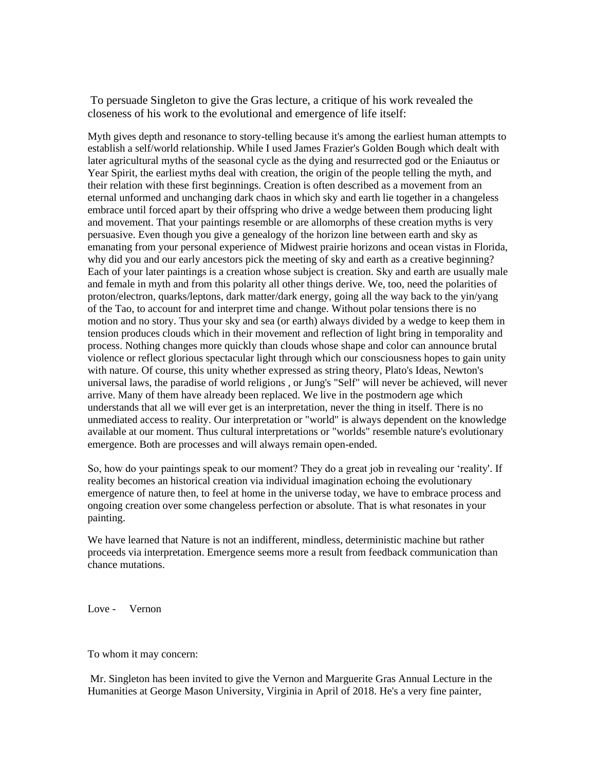To persuade Singleton to give the Gras lecture, a critique of his work revealed the closeness of his work to the evolutional and emergence of life itself:

Myth gives depth and resonance to story-telling because it's among the earliest human attempts to establish a self/world relationship. While I used James Frazier's Golden Bough which dealt with later agricultural myths of the seasonal cycle as the dying and resurrected god or the Eniautus or Year Spirit, the earliest myths deal with creation, the origin of the people telling the myth, and their relation with these first beginnings. Creation is often described as a movement from an eternal unformed and unchanging dark chaos in which sky and earth lie together in a changeless embrace until forced apart by their offspring who drive a wedge between them producing light and movement. That your paintings resemble or are allomorphs of these creation myths is very persuasive. Even though you give a genealogy of the horizon line between earth and sky as emanating from your personal experience of Midwest prairie horizons and ocean vistas in Florida, why did you and our early ancestors pick the meeting of sky and earth as a creative beginning? Each of your later paintings is a creation whose subject is creation. Sky and earth are usually male and female in myth and from this polarity all other things derive. We, too, need the polarities of proton/electron, quarks/leptons, dark matter/dark energy, going all the way back to the yin/yang of the Tao, to account for and interpret time and change. Without polar tensions there is no motion and no story. Thus your sky and sea (or earth) always divided by a wedge to keep them in tension produces clouds which in their movement and reflection of light bring in temporality and process. Nothing changes more quickly than clouds whose shape and color can announce brutal violence or reflect glorious spectacular light through which our consciousness hopes to gain unity with nature. Of course, this unity whether expressed as string theory, Plato's Ideas, Newton's universal laws, the paradise of world religions , or Jung's "Self" will never be achieved, will never arrive. Many of them have already been replaced. We live in the postmodern age which understands that all we will ever get is an interpretation, never the thing in itself. There is no unmediated access to reality. Our interpretation or "world" is always dependent on the knowledge available at our moment. Thus cultural interpretations or "worlds" resemble nature's evolutionary emergence. Both are processes and will always remain open-ended.

So, how do your paintings speak to our moment? They do a great job in revealing our 'reality'. If reality becomes an historical creation via individual imagination echoing the evolutionary emergence of nature then, to feel at home in the universe today, we have to embrace process and ongoing creation over some changeless perfection or absolute. That is what resonates in your painting.

We have learned that Nature is not an indifferent, mindless, deterministic machine but rather proceeds via interpretation. Emergence seems more a result from feedback communication than chance mutations.

Love - Vernon

To whom it may concern:

Mr. Singleton has been invited to give the Vernon and Marguerite Gras Annual Lecture in the Humanities at George Mason University, Virginia in April of 2018. He's a very fine painter,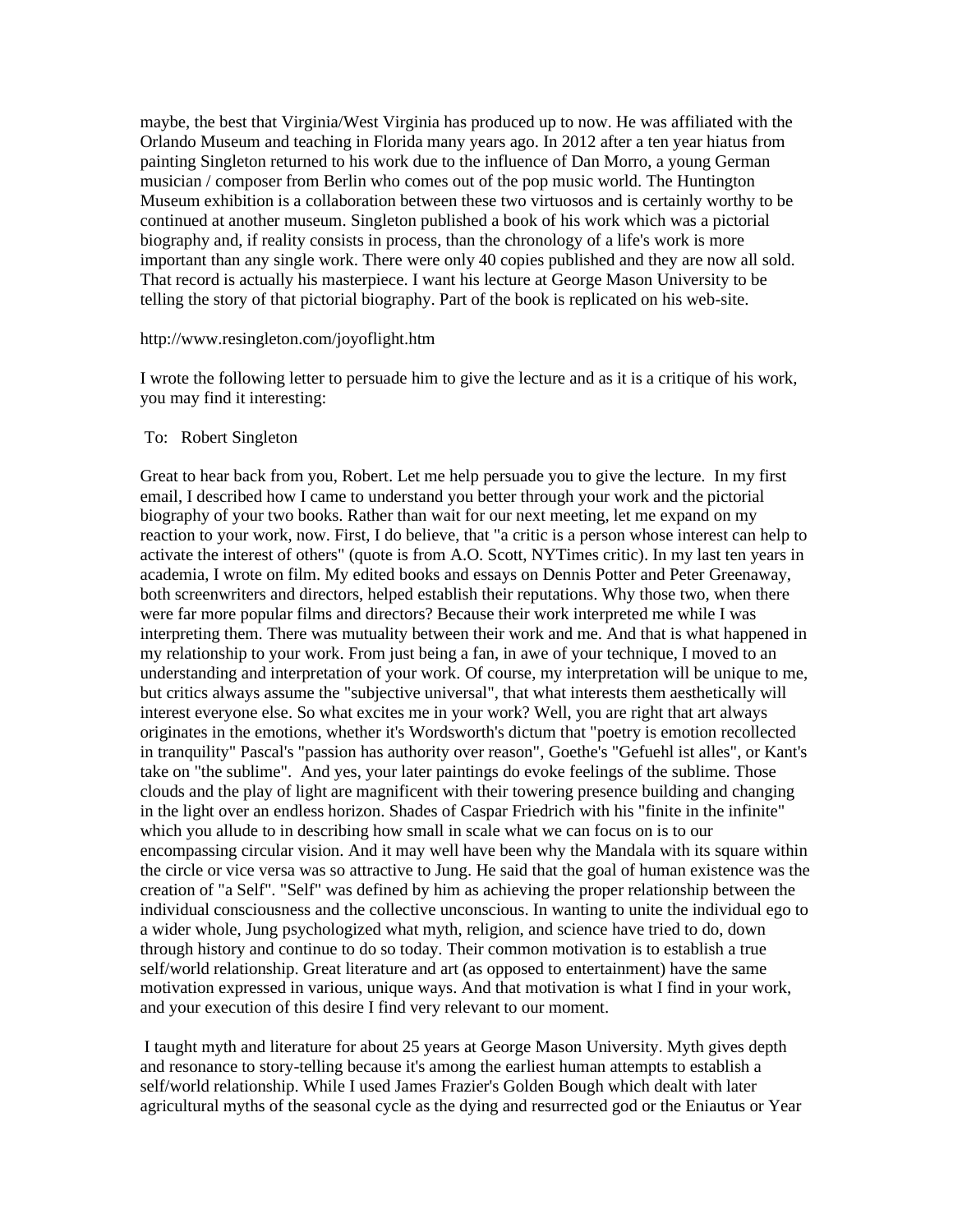maybe, the best that Virginia/West Virginia has produced up to now. He was affiliated with the Orlando Museum and teaching in Florida many years ago. In 2012 after a ten year hiatus from painting Singleton returned to his work due to the influence of Dan Morro, a young German musician / composer from Berlin who comes out of the pop music world. The Huntington Museum exhibition is a collaboration between these two virtuosos and is certainly worthy to be continued at another museum. Singleton published a book of his work which was a pictorial biography and, if reality consists in process, than the chronology of a life's work is more important than any single work. There were only 40 copies published and they are now all sold. That record is actually his masterpiece. I want his lecture at George Mason University to be telling the story of that pictorial biography. Part of the book is replicated on his web-site.

http://www.resingleton.com/joyoflight.htm

I wrote the following letter to persuade him to give the lecture and as it is a critique of his work, you may find it interesting:

To: Robert Singleton

Great to hear back from you, Robert. Let me help persuade you to give the lecture. In my first email, I described how I came to understand you better through your work and the pictorial biography of your two books. Rather than wait for our next meeting, let me expand on my reaction to your work, now. First, I do believe, that "a critic is a person whose interest can help to activate the interest of others" (quote is from A.O. Scott, NYTimes critic). In my last ten years in academia, I wrote on film. My edited books and essays on Dennis Potter and Peter Greenaway, both screenwriters and directors, helped establish their reputations. Why those two, when there were far more popular films and directors? Because their work interpreted me while I was interpreting them. There was mutuality between their work and me. And that is what happened in my relationship to your work. From just being a fan, in awe of your technique, I moved to an understanding and interpretation of your work. Of course, my interpretation will be unique to me, but critics always assume the "subjective universal", that what interests them aesthetically will interest everyone else. So what excites me in your work? Well, you are right that art always originates in the emotions, whether it's Wordsworth's dictum that "poetry is emotion recollected in tranquility" Pascal's "passion has authority over reason", Goethe's "Gefuehl ist alles", or Kant's take on "the sublime". And yes, your later paintings do evoke feelings of the sublime. Those clouds and the play of light are magnificent with their towering presence building and changing in the light over an endless horizon. Shades of Caspar Friedrich with his "finite in the infinite" which you allude to in describing how small in scale what we can focus on is to our encompassing circular vision. And it may well have been why the Mandala with its square within the circle or vice versa was so attractive to Jung. He said that the goal of human existence was the creation of "a Self". "Self" was defined by him as achieving the proper relationship between the individual consciousness and the collective unconscious. In wanting to unite the individual ego to a wider whole, Jung psychologized what myth, religion, and science have tried to do, down through history and continue to do so today. Their common motivation is to establish a true self/world relationship. Great literature and art (as opposed to entertainment) have the same motivation expressed in various, unique ways. And that motivation is what I find in your work, and your execution of this desire I find very relevant to our moment.

I taught myth and literature for about 25 years at George Mason University. Myth gives depth and resonance to story-telling because it's among the earliest human attempts to establish a self/world relationship. While I used James Frazier's Golden Bough which dealt with later agricultural myths of the seasonal cycle as the dying and resurrected god or the Eniautus or Year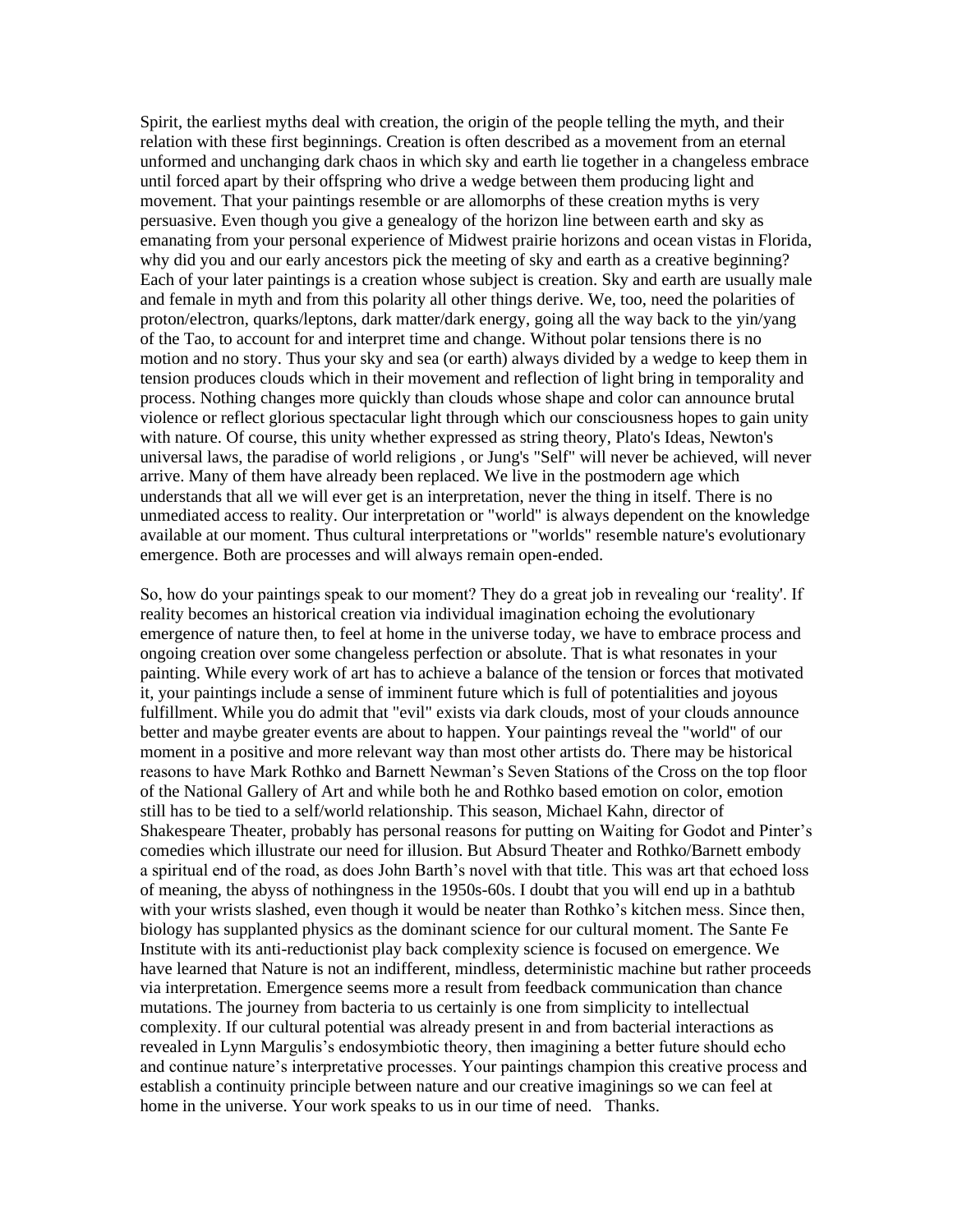Spirit, the earliest myths deal with creation, the origin of the people telling the myth, and their relation with these first beginnings. Creation is often described as a movement from an eternal unformed and unchanging dark chaos in which sky and earth lie together in a changeless embrace until forced apart by their offspring who drive a wedge between them producing light and movement. That your paintings resemble or are allomorphs of these creation myths is very persuasive. Even though you give a genealogy of the horizon line between earth and sky as emanating from your personal experience of Midwest prairie horizons and ocean vistas in Florida, why did you and our early ancestors pick the meeting of sky and earth as a creative beginning? Each of your later paintings is a creation whose subject is creation. Sky and earth are usually male and female in myth and from this polarity all other things derive. We, too, need the polarities of proton/electron, quarks/leptons, dark matter/dark energy, going all the way back to the yin/yang of the Tao, to account for and interpret time and change. Without polar tensions there is no motion and no story. Thus your sky and sea (or earth) always divided by a wedge to keep them in tension produces clouds which in their movement and reflection of light bring in temporality and process. Nothing changes more quickly than clouds whose shape and color can announce brutal violence or reflect glorious spectacular light through which our consciousness hopes to gain unity with nature. Of course, this unity whether expressed as string theory, Plato's Ideas, Newton's universal laws, the paradise of world religions , or Jung's "Self" will never be achieved, will never arrive. Many of them have already been replaced. We live in the postmodern age which understands that all we will ever get is an interpretation, never the thing in itself. There is no unmediated access to reality. Our interpretation or "world" is always dependent on the knowledge available at our moment. Thus cultural interpretations or "worlds" resemble nature's evolutionary emergence. Both are processes and will always remain open-ended.

So, how do your paintings speak to our moment? They do a great job in revealing our 'reality'. If reality becomes an historical creation via individual imagination echoing the evolutionary emergence of nature then, to feel at home in the universe today, we have to embrace process and ongoing creation over some changeless perfection or absolute. That is what resonates in your painting. While every work of art has to achieve a balance of the tension or forces that motivated it, your paintings include a sense of imminent future which is full of potentialities and joyous fulfillment. While you do admit that "evil" exists via dark clouds, most of your clouds announce better and maybe greater events are about to happen. Your paintings reveal the "world" of our moment in a positive and more relevant way than most other artists do. There may be historical reasons to have Mark Rothko and Barnett Newman's Seven Stations of the Cross on the top floor of the National Gallery of Art and while both he and Rothko based emotion on color, emotion still has to be tied to a self/world relationship. This season, Michael Kahn, director of Shakespeare Theater, probably has personal reasons for putting on Waiting for Godot and Pinter's comedies which illustrate our need for illusion. But Absurd Theater and Rothko/Barnett embody a spiritual end of the road, as does John Barth's novel with that title. This was art that echoed loss of meaning, the abyss of nothingness in the 1950s-60s. I doubt that you will end up in a bathtub with your wrists slashed, even though it would be neater than Rothko's kitchen mess. Since then, biology has supplanted physics as the dominant science for our cultural moment. The Sante Fe Institute with its anti-reductionist play back complexity science is focused on emergence. We have learned that Nature is not an indifferent, mindless, deterministic machine but rather proceeds via interpretation. Emergence seems more a result from feedback communication than chance mutations. The journey from bacteria to us certainly is one from simplicity to intellectual complexity. If our cultural potential was already present in and from bacterial interactions as revealed in Lynn Margulis's endosymbiotic theory, then imagining a better future should echo and continue nature's interpretative processes. Your paintings champion this creative process and establish a continuity principle between nature and our creative imaginings so we can feel at home in the universe. Your work speaks to us in our time of need. Thanks.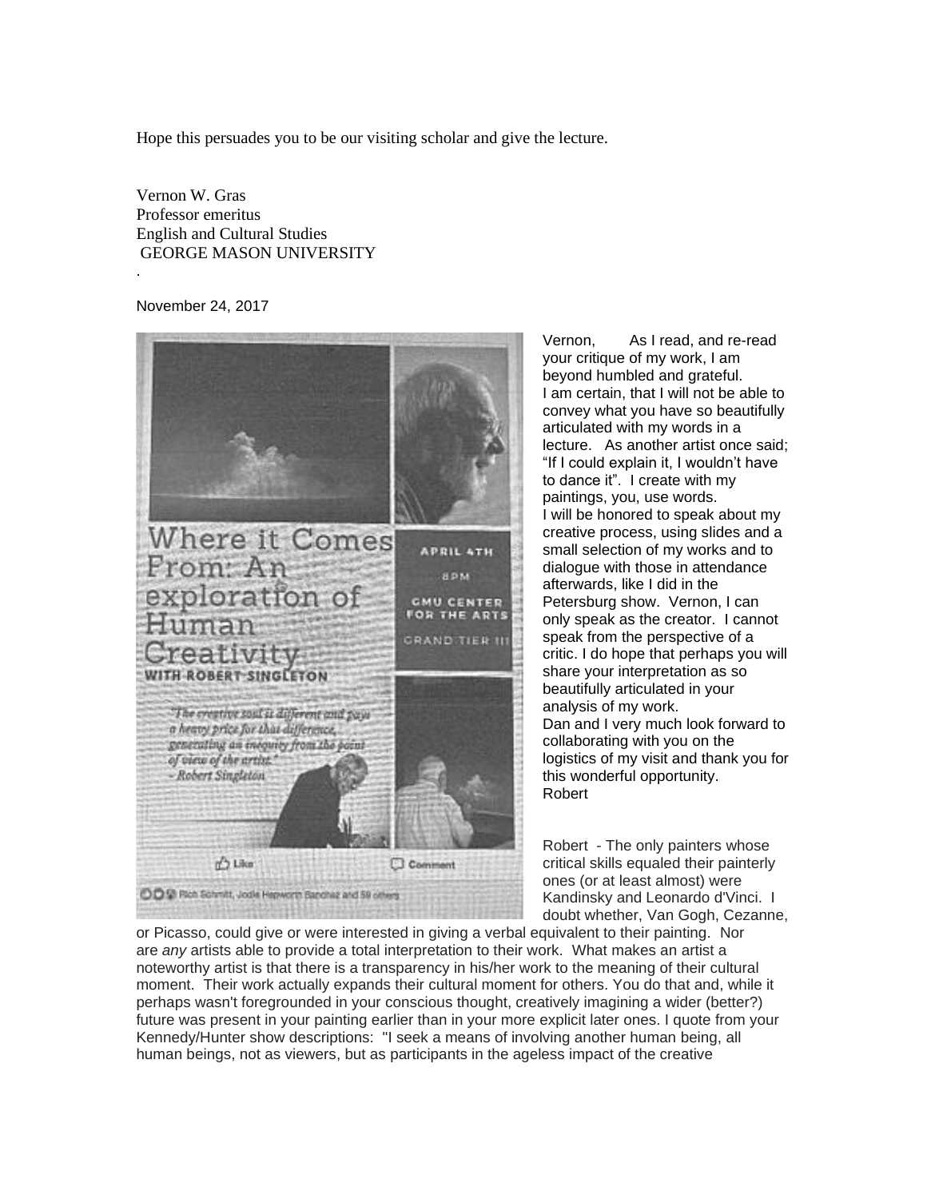Hope this persuades you to be our visiting scholar and give the lecture.

Vernon W. Gras
Professor emeritus
English and Cultural Studies
GEORGE MASON UNIVERSITY

.

November 24, 2017

Where it Comes From: An exploration of Human Creativity
WITH ROBERT SINGLETON

APRIL 4TH
8PM
GMU CENTER FOR THE ARTS
GRAND TIER III

*"The creative soul is different and pays a heavy price for that difference, generating an inequity from the point of view of the artist."*
*- Robert Singleton*

Like Comment

Rich Schmitt, Jodie Hepworth Sanchez and 59 others

Vernon, As I read, and re-read your critique of my work, I am beyond humbled and grateful.
I am certain, that I will not be able to convey what you have so beautifully articulated with my words in a lecture. As another artist once said; "If I could explain it, I wouldn't have to dance it". I create with my paintings, you, use words.
I will be honored to speak about my creative process, using slides and a small selection of my works and to dialogue with those in attendance afterwards, like I did in the Petersburg show. Vernon, I can only speak as the creator. I cannot speak from the perspective of a critic. I do hope that perhaps you will share your interpretation as so beautifully articulated in your analysis of my work.
Dan and I very much look forward to collaborating with you on the logistics of my visit and thank you for this wonderful opportunity.
Robert

Robert - The only painters whose critical skills equaled their painterly ones (or at least almost) were Kandinsky and Leonardo d'Vinci. I doubt whether, Van Gogh, Cezanne, or Picasso, could give or were interested in giving a verbal equivalent to their painting. Nor are *any* artists able to provide a total interpretation to their work. What makes an artist a noteworthy artist is that there is a transparency in his/her work to the meaning of their cultural moment. Their work actually expands their cultural moment for others. You do that and, while it perhaps wasn't foregrounded in your conscious thought, creatively imagining a wider (better?) future was present in your painting earlier than in your more explicit later ones. I quote from your Kennedy/Hunter show descriptions: "I seek a means of involving another human being, all human beings, not as viewers, but as participants in the ageless impact of the creative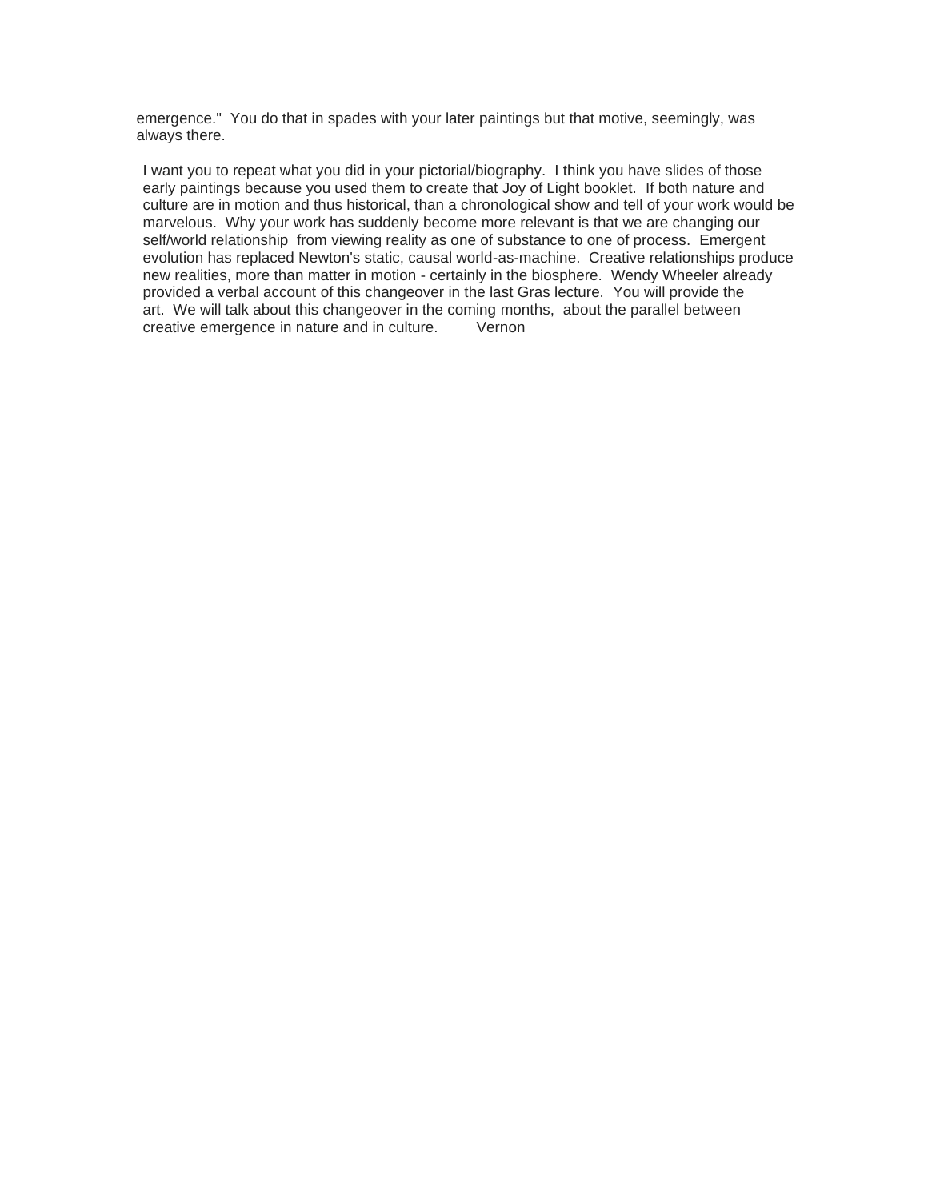emergence." You do that in spades with your later paintings but that motive, seemingly, was always there.

I want you to repeat what you did in your pictorial/biography. I think you have slides of those early paintings because you used them to create that Joy of Light booklet. If both nature and culture are in motion and thus historical, than a chronological show and tell of your work would be marvelous. Why your work has suddenly become more relevant is that we are changing our self/world relationship from viewing reality as one of substance to one of process. Emergent evolution has replaced Newton's static, causal world-as-machine. Creative relationships produce new realities, more than matter in motion - certainly in the biosphere. Wendy Wheeler already provided a verbal account of this changeover in the last Gras lecture. You will provide the art. We will talk about this changeover in the coming months, about the parallel between creative emergence in nature and in culture. Vernon